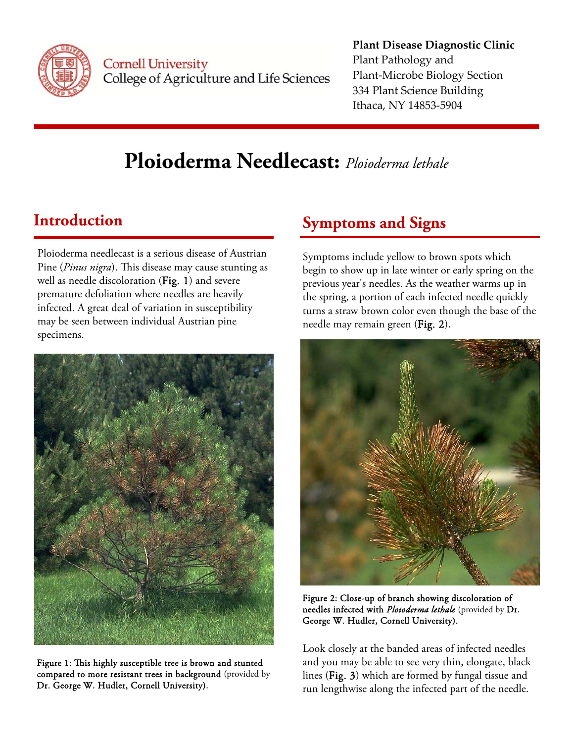**Plant Disease Diagnostic Clinic**
Plant Pathology and
Plant-Microbe Biology Section
334 Plant Science Building
Ithaca, NY 14853-5904

# Ploioderma Needlecast: *Ploioderma lethale*

## Introduction

Ploioderma needlecast is a serious disease of Austrian Pine (*Pinus nigra*). This disease may cause stunting as well as needle discoloration (**Fig. 1**) and severe premature defoliation where needles are heavily infected. A great deal of variation in susceptibility may be seen between individual Austrian pine specimens.

**Figure 1: This highly susceptible tree is brown and stunted compared to more resistant trees in background** (provided by **Dr. George W. Hudler, Cornell University**).

## Symptoms and Signs

Symptoms include yellow to brown spots which begin to show up in late winter or early spring on the previous year's needles. As the weather warms up in the spring, a portion of each infected needle quickly turns a straw brown color even though the base of the needle may remain green (**Fig. 2**).

**Figure 2: Close-up of branch showing discoloration of needles infected with *Ploioderma lethale*** (provided by **Dr. George W. Hudler, Cornell University**).

Look closely at the banded areas of infected needles and you may be able to see very thin, elongate, black lines (**Fig. 3**) which are formed by fungal tissue and run lengthwise along the infected part of the needle.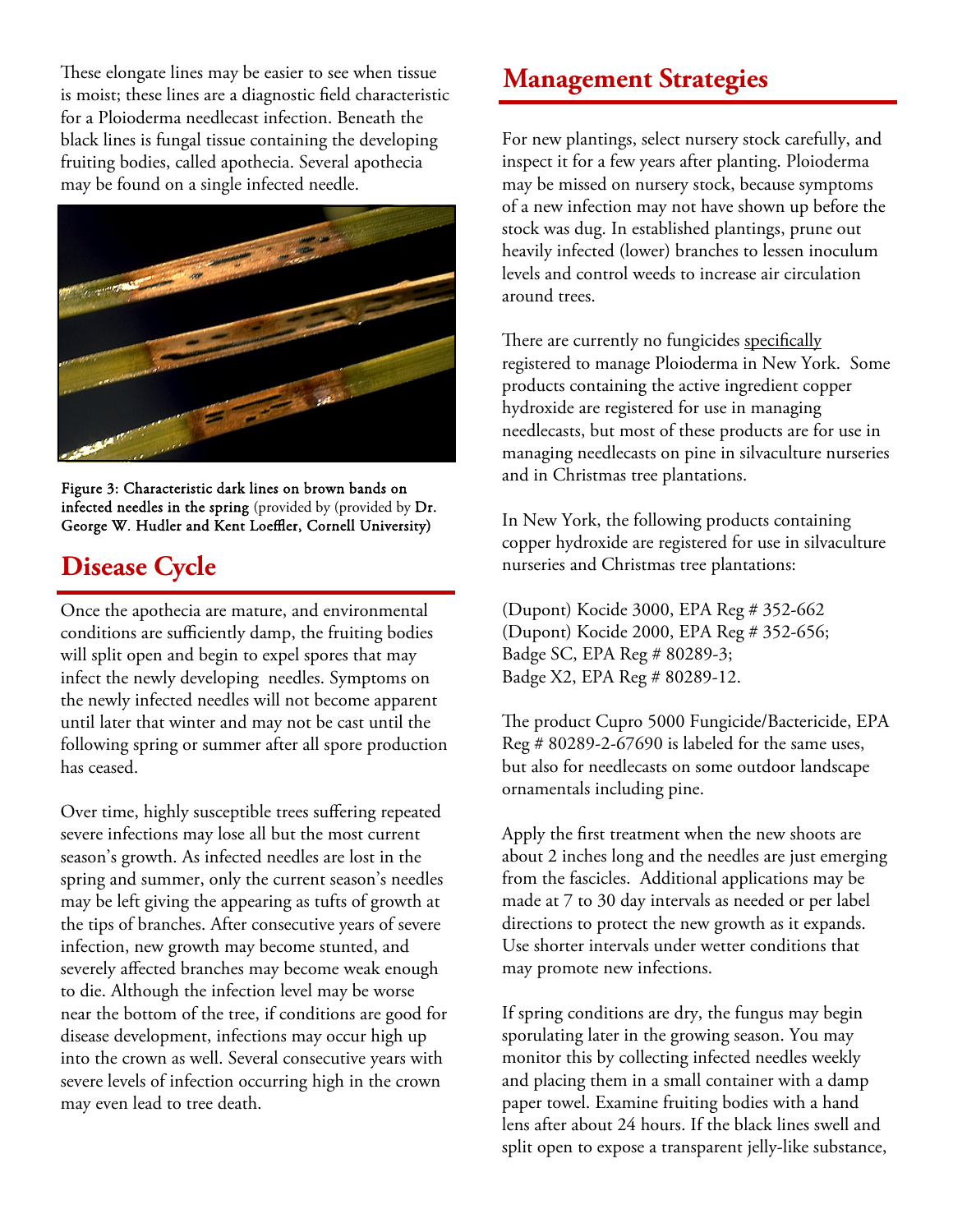These elongate lines may be easier to see when tissue is moist; these lines are a diagnostic field characteristic for a Ploioderma needlecast infection. Beneath the black lines is fungal tissue containing the developing fruiting bodies, called apothecia. Several apothecia may be found on a single infected needle.

**Figure 3: Characteristic dark lines on brown bands on infected needles in the spring** (provided by (provided by **Dr. George W. Hudler and Kent Loeffler, Cornell University)**

## Disease Cycle

Once the apothecia are mature, and environmental conditions are sufficiently damp, the fruiting bodies will split open and begin to expel spores that may infect the newly developing needles. Symptoms on the newly infected needles will not become apparent until later that winter and may not be cast until the following spring or summer after all spore production has ceased.

Over time, highly susceptible trees suffering repeated severe infections may lose all but the most current season's growth. As infected needles are lost in the spring and summer, only the current season's needles may be left giving the appearing as tufts of growth at the tips of branches. After consecutive years of severe infection, new growth may become stunted, and severely affected branches may become weak enough to die. Although the infection level may be worse near the bottom of the tree, if conditions are good for disease development, infections may occur high up into the crown as well. Several consecutive years with severe levels of infection occurring high in the crown may even lead to tree death.

## Management Strategies

For new plantings, select nursery stock carefully, and inspect it for a few years after planting. Ploioderma may be missed on nursery stock, because symptoms of a new infection may not have shown up before the stock was dug. In established plantings, prune out heavily infected (lower) branches to lessen inoculum levels and control weeds to increase air circulation around trees.

There are currently no fungicides <u>specifically</u> registered to manage Ploioderma in New York. Some products containing the active ingredient copper hydroxide are registered for use in managing needlecasts, but most of these products are for use in managing needlecasts on pine in silvaculture nurseries and in Christmas tree plantations.

In New York, the following products containing copper hydroxide are registered for use in silvaculture nurseries and Christmas tree plantations:

(Dupont) Kocide 3000, EPA Reg # 352-662
(Dupont) Kocide 2000, EPA Reg # 352-656;
Badge SC, EPA Reg # 80289-3;
Badge X2, EPA Reg # 80289-12.

The product Cupro 5000 Fungicide/Bactericide, EPA Reg # 80289-2-67690 is labeled for the same uses, but also for needlecasts on some outdoor landscape ornamentals including pine.

Apply the first treatment when the new shoots are about 2 inches long and the needles are just emerging from the fascicles. Additional applications may be made at 7 to 30 day intervals as needed or per label directions to protect the new growth as it expands. Use shorter intervals under wetter conditions that may promote new infections.

If spring conditions are dry, the fungus may begin sporulating later in the growing season. You may monitor this by collecting infected needles weekly and placing them in a small container with a damp paper towel. Examine fruiting bodies with a hand lens after about 24 hours. If the black lines swell and split open to expose a transparent jelly-like substance,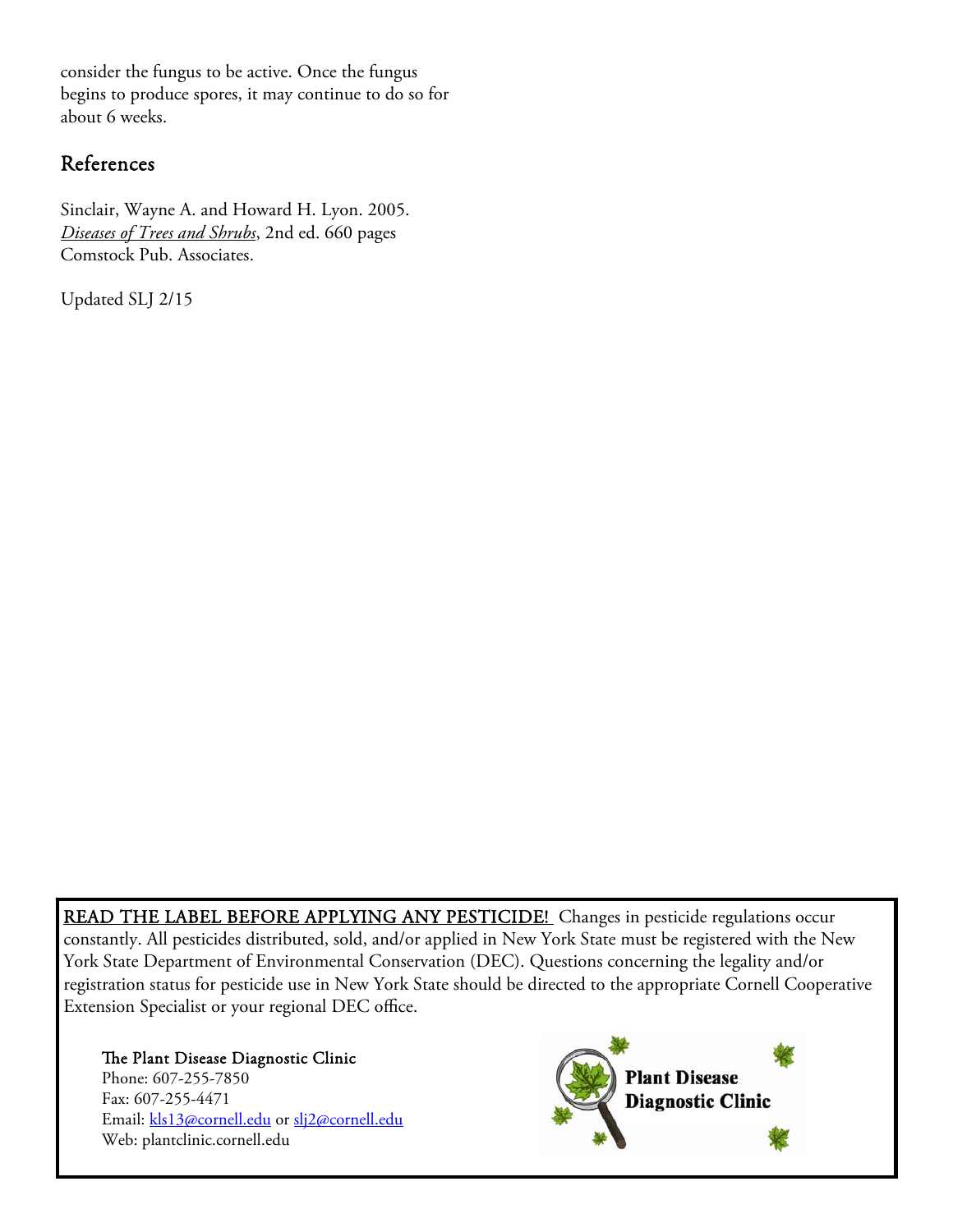consider the fungus to be active. Once the fungus begins to produce spores, it may continue to do so for about 6 weeks.

## References

Sinclair, Wayne A. and Howard H. Lyon. 2005. *Diseases of Trees and Shrubs*, 2nd ed. 660 pages Comstock Pub. Associates.

Updated SLJ 2/15

**READ THE LABEL BEFORE APPLYING ANY PESTICIDE!** Changes in pesticide regulations occur constantly. All pesticides distributed, sold, and/or applied in New York State must be registered with the New York State Department of Environmental Conservation (DEC). Questions concerning the legality and/or registration status for pesticide use in New York State should be directed to the appropriate Cornell Cooperative Extension Specialist or your regional DEC office.

The Plant Disease Diagnostic Clinic
Phone: 607-255-7850
Fax: 607-255-4471
Email: kls13@cornell.edu or slj2@cornell.edu
Web: plantclinic.cornell.edu

Plant Disease Diagnostic Clinic